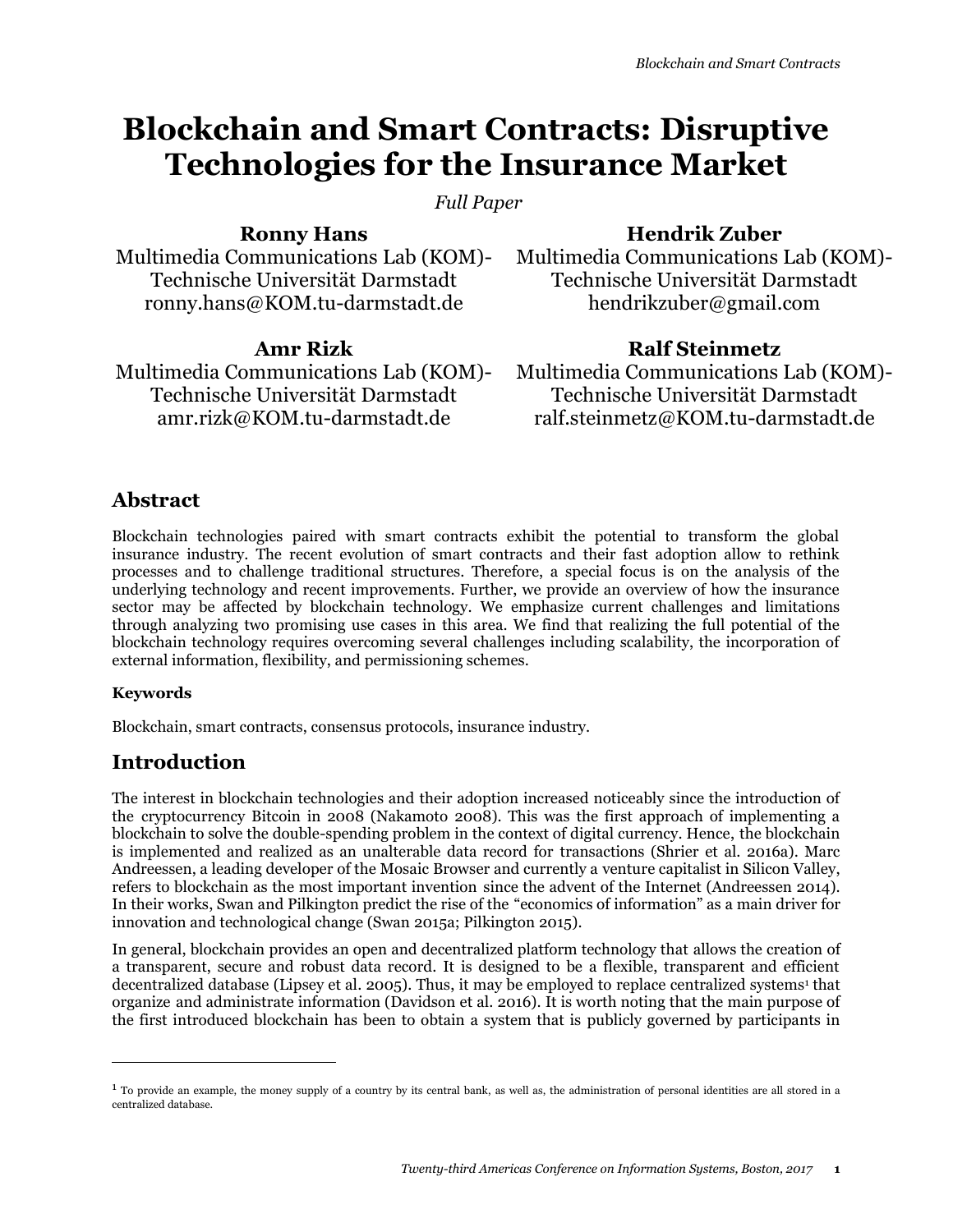# Blockchain and Smart Contracts: Disruptive Technologies for the Insurance Market

*Full Paper*

**Ronny Hans**
Multimedia Communications Lab (KOM)-
Technische Universität Darmstadt
ronny.hans@KOM.tu-darmstadt.de

**Hendrik Zuber**
Multimedia Communications Lab (KOM)-
Technische Universität Darmstadt
hendrikzuber@gmail.com

**Amr Rizk**
Multimedia Communications Lab (KOM)-
Technische Universität Darmstadt
amr.rizk@KOM.tu-darmstadt.de

**Ralf Steinmetz**
Multimedia Communications Lab (KOM)-
Technische Universität Darmstadt
ralf.steinmetz@KOM.tu-darmstadt.de

## Abstract

Blockchain technologies paired with smart contracts exhibit the potential to transform the global insurance industry. The recent evolution of smart contracts and their fast adoption allow to rethink processes and to challenge traditional structures. Therefore, a special focus is on the analysis of the underlying technology and recent improvements. Further, we provide an overview of how the insurance sector may be affected by blockchain technology. We emphasize current challenges and limitations through analyzing two promising use cases in this area. We find that realizing the full potential of the blockchain technology requires overcoming several challenges including scalability, the incorporation of external information, flexibility, and permissioning schemes.

### Keywords

Blockchain, smart contracts, consensus protocols, insurance industry.

## Introduction

The interest in blockchain technologies and their adoption increased noticeably since the introduction of the cryptocurrency Bitcoin in 2008 (Nakamoto 2008). This was the first approach of implementing a blockchain to solve the double-spending problem in the context of digital currency. Hence, the blockchain is implemented and realized as an unalterable data record for transactions (Shrier et al. 2016a). Marc Andreessen, a leading developer of the Mosaic Browser and currently a venture capitalist in Silicon Valley, refers to blockchain as the most important invention since the advent of the Internet (Andreessen 2014). In their works, Swan and Pilkington predict the rise of the "economics of information" as a main driver for innovation and technological change (Swan 2015a; Pilkington 2015).

In general, blockchain provides an open and decentralized platform technology that allows the creation of a transparent, secure and robust data record. It is designed to be a flexible, transparent and efficient decentralized database (Lipsey et al. 2005). Thus, it may be employed to replace centralized systems[1] that organize and administrate information (Davidson et al. 2016). It is worth noting that the main purpose of the first introduced blockchain has been to obtain a system that is publicly governed by participants in

[1] To provide an example, the money supply of a country by its central bank, as well as, the administration of personal identities are all stored in a centralized database.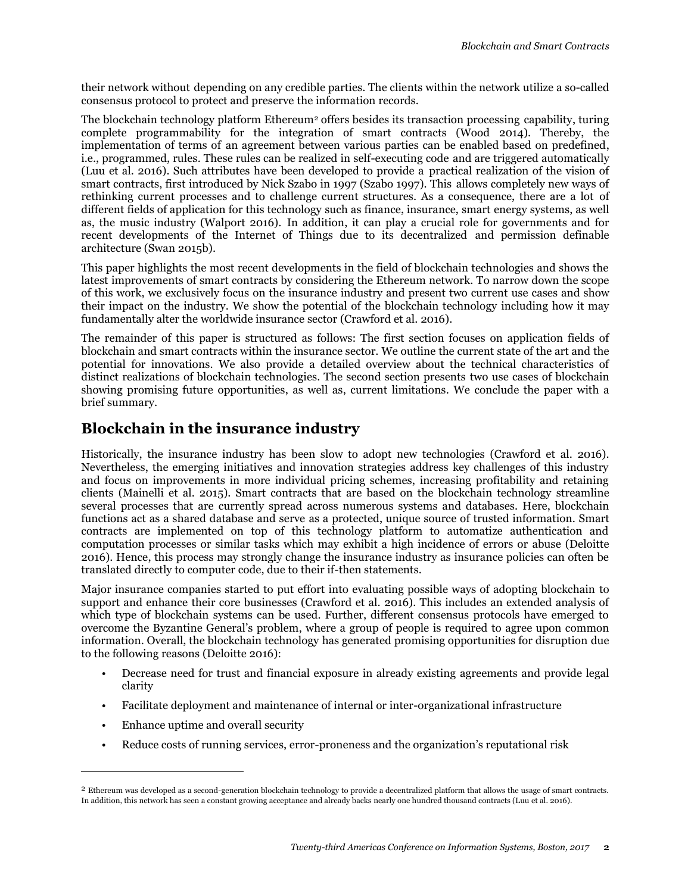their network without depending on any credible parties. The clients within the network utilize a so-called consensus protocol to protect and preserve the information records.

The blockchain technology platform Ethereum[2] offers besides its transaction processing capability, turing complete programmability for the integration of smart contracts (Wood 2014). Thereby, the implementation of terms of an agreement between various parties can be enabled based on predefined, i.e., programmed, rules. These rules can be realized in self-executing code and are triggered automatically (Luu et al. 2016). Such attributes have been developed to provide a practical realization of the vision of smart contracts, first introduced by Nick Szabo in 1997 (Szabo 1997). This allows completely new ways of rethinking current processes and to challenge current structures. As a consequence, there are a lot of different fields of application for this technology such as finance, insurance, smart energy systems, as well as, the music industry (Walport 2016). In addition, it can play a crucial role for governments and for recent developments of the Internet of Things due to its decentralized and permission definable architecture (Swan 2015b).

This paper highlights the most recent developments in the field of blockchain technologies and shows the latest improvements of smart contracts by considering the Ethereum network. To narrow down the scope of this work, we exclusively focus on the insurance industry and present two current use cases and show their impact on the industry. We show the potential of the blockchain technology including how it may fundamentally alter the worldwide insurance sector (Crawford et al. 2016).

The remainder of this paper is structured as follows: The first section focuses on application fields of blockchain and smart contracts within the insurance sector. We outline the current state of the art and the potential for innovations. We also provide a detailed overview about the technical characteristics of distinct realizations of blockchain technologies. The second section presents two use cases of blockchain showing promising future opportunities, as well as, current limitations. We conclude the paper with a brief summary.

## Blockchain in the insurance industry

Historically, the insurance industry has been slow to adopt new technologies (Crawford et al. 2016). Nevertheless, the emerging initiatives and innovation strategies address key challenges of this industry and focus on improvements in more individual pricing schemes, increasing profitability and retaining clients (Mainelli et al. 2015). Smart contracts that are based on the blockchain technology streamline several processes that are currently spread across numerous systems and databases. Here, blockchain functions act as a shared database and serve as a protected, unique source of trusted information. Smart contracts are implemented on top of this technology platform to automatize authentication and computation processes or similar tasks which may exhibit a high incidence of errors or abuse (Deloitte 2016). Hence, this process may strongly change the insurance industry as insurance policies can often be translated directly to computer code, due to their if-then statements.

Major insurance companies started to put effort into evaluating possible ways of adopting blockchain to support and enhance their core businesses (Crawford et al. 2016). This includes an extended analysis of which type of blockchain systems can be used. Further, different consensus protocols have emerged to overcome the Byzantine General's problem, where a group of people is required to agree upon common information. Overall, the blockchain technology has generated promising opportunities for disruption due to the following reasons (Deloitte 2016):

- Decrease need for trust and financial exposure in already existing agreements and provide legal clarity
- Facilitate deployment and maintenance of internal or inter-organizational infrastructure
- Enhance uptime and overall security
- Reduce costs of running services, error-proneness and the organization's reputational risk

---

[2] Ethereum was developed as a second-generation blockchain technology to provide a decentralized platform that allows the usage of smart contracts. In addition, this network has seen a constant growing acceptance and already backs nearly one hundred thousand contracts (Luu et al. 2016).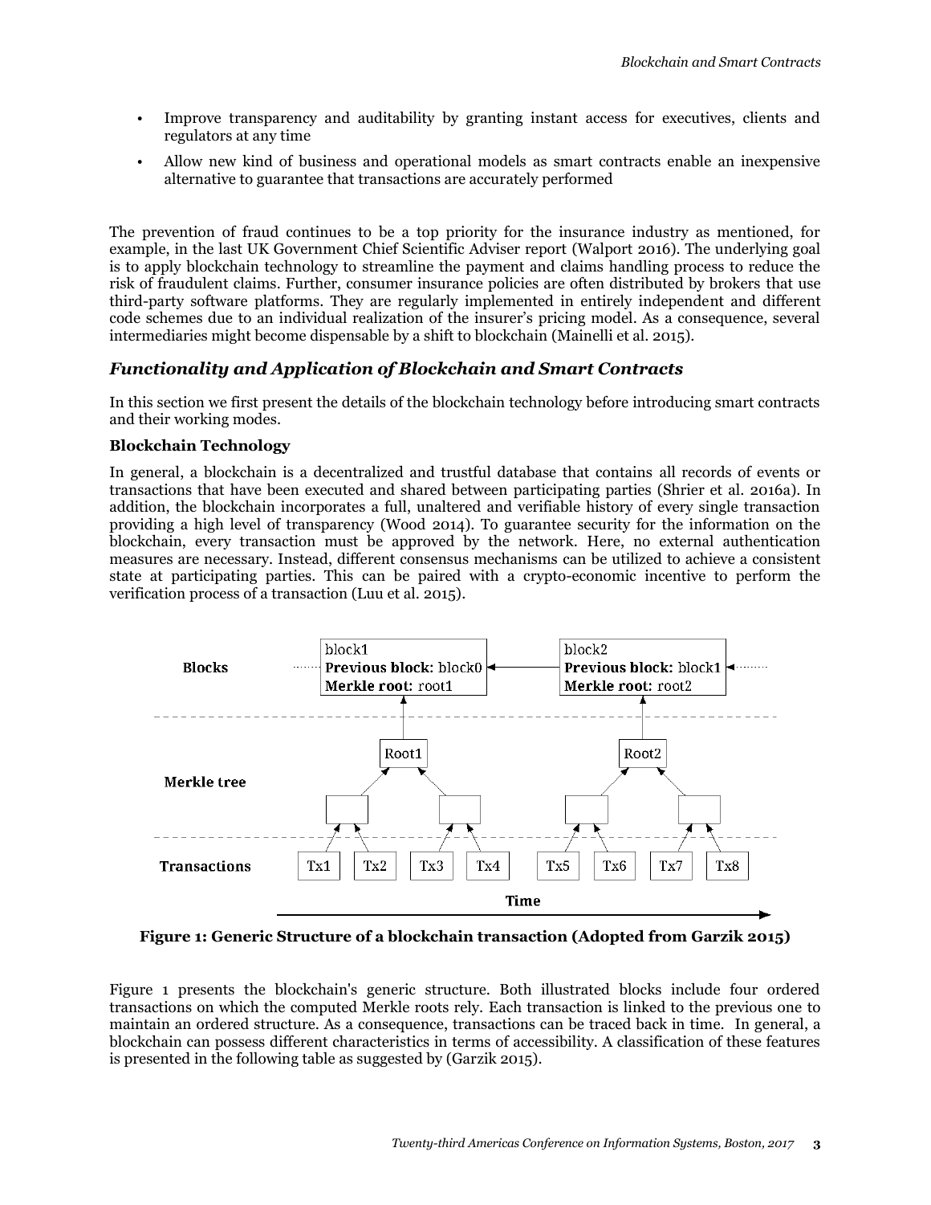- Improve transparency and auditability by granting instant access for executives, clients and regulators at any time
- Allow new kind of business and operational models as smart contracts enable an inexpensive alternative to guarantee that transactions are accurately performed

The prevention of fraud continues to be a top priority for the insurance industry as mentioned, for example, in the last UK Government Chief Scientific Adviser report (Walport 2016). The underlying goal is to apply blockchain technology to streamline the payment and claims handling process to reduce the risk of fraudulent claims. Further, consumer insurance policies are often distributed by brokers that use third-party software platforms. They are regularly implemented in entirely independent and different code schemes due to an individual realization of the insurer's pricing model. As a consequence, several intermediaries might become dispensable by a shift to blockchain (Mainelli et al. 2015).

## *Functionality and Application of Blockchain and Smart Contracts*

In this section we first present the details of the blockchain technology before introducing smart contracts and their working modes.

### Blockchain Technology

In general, a blockchain is a decentralized and trustful database that contains all records of events or transactions that have been executed and shared between participating parties (Shrier et al. 2016a). In addition, the blockchain incorporates a full, unaltered and verifiable history of every single transaction providing a high level of transparency (Wood 2014). To guarantee security for the information on the blockchain, every transaction must be approved by the network. Here, no external authentication measures are necessary. Instead, different consensus mechanisms can be utilized to achieve a consistent state at participating parties. This can be paired with a crypto-economic incentive to perform the verification process of a transaction (Luu et al. 2015).

Blocks

block1
Previous block: block0
Merkle root: root1

block2
Previous block: block1
Merkle root: root2

Merkle tree

Root1

Root2

Transactions

Tx1 Tx2 Tx3 Tx4 Tx5 Tx6 Tx7 Tx8

Time

**Figure 1: Generic Structure of a blockchain transaction (Adopted from Garzik 2015)**

Figure 1 presents the blockchain's generic structure. Both illustrated blocks include four ordered transactions on which the computed Merkle roots rely. Each transaction is linked to the previous one to maintain an ordered structure. As a consequence, transactions can be traced back in time. In general, a blockchain can possess different characteristics in terms of accessibility. A classification of these features is presented in the following table as suggested by (Garzik 2015).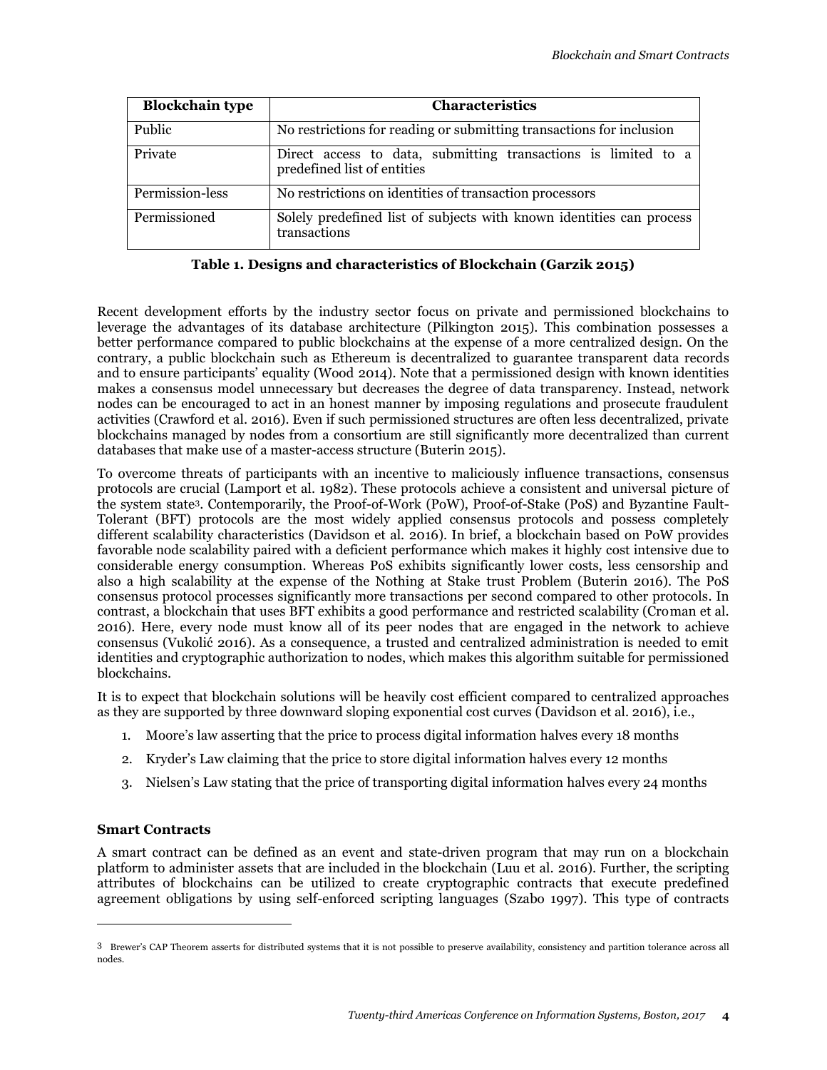| Blockchain type | Characteristics |
| --- | --- |
| Public | No restrictions for reading or submitting transactions for inclusion |
| Private | Direct access to data, submitting transactions is limited to a predefined list of entities |
| Permission-less | No restrictions on identities of transaction processors |
| Permissioned | Solely predefined list of subjects with known identities can process transactions |

**Table 1. Designs and characteristics of Blockchain (Garzik 2015)**

Recent development efforts by the industry sector focus on private and permissioned blockchains to leverage the advantages of its database architecture (Pilkington 2015). This combination possesses a better performance compared to public blockchains at the expense of a more centralized design. On the contrary, a public blockchain such as Ethereum is decentralized to guarantee transparent data records and to ensure participants' equality (Wood 2014). Note that a permissioned design with known identities makes a consensus model unnecessary but decreases the degree of data transparency. Instead, network nodes can be encouraged to act in an honest manner by imposing regulations and prosecute fraudulent activities (Crawford et al. 2016). Even if such permissioned structures are often less decentralized, private blockchains managed by nodes from a consortium are still significantly more decentralized than current databases that make use of a master-access structure (Buterin 2015).

To overcome threats of participants with an incentive to maliciously influence transactions, consensus protocols are crucial (Lamport et al. 1982). These protocols achieve a consistent and universal picture of the system state[3]. Contemporarily, the Proof-of-Work (PoW), Proof-of-Stake (PoS) and Byzantine Fault-Tolerant (BFT) protocols are the most widely applied consensus protocols and possess completely different scalability characteristics (Davidson et al. 2016). In brief, a blockchain based on PoW provides favorable node scalability paired with a deficient performance which makes it highly cost intensive due to considerable energy consumption. Whereas PoS exhibits significantly lower costs, less censorship and also a high scalability at the expense of the Nothing at Stake trust Problem (Buterin 2016). The PoS consensus protocol processes significantly more transactions per second compared to other protocols. In contrast, a blockchain that uses BFT exhibits a good performance and restricted scalability (Croman et al. 2016). Here, every node must know all of its peer nodes that are engaged in the network to achieve consensus (Vukolić 2016). As a consequence, a trusted and centralized administration is needed to emit identities and cryptographic authorization to nodes, which makes this algorithm suitable for permissioned blockchains.

It is to expect that blockchain solutions will be heavily cost efficient compared to centralized approaches as they are supported by three downward sloping exponential cost curves (Davidson et al. 2016), i.e.,

1. Moore's law asserting that the price to process digital information halves every 18 months
2. Kryder's Law claiming that the price to store digital information halves every 12 months
3. Nielsen's Law stating that the price of transporting digital information halves every 24 months

### Smart Contracts

A smart contract can be defined as an event and state-driven program that may run on a blockchain platform to administer assets that are included in the blockchain (Luu et al. 2016). Further, the scripting attributes of blockchains can be utilized to create cryptographic contracts that execute predefined agreement obligations by using self-enforced scripting languages (Szabo 1997). This type of contracts

[3] Brewer's CAP Theorem asserts for distributed systems that it is not possible to preserve availability, consistency and partition tolerance across all nodes.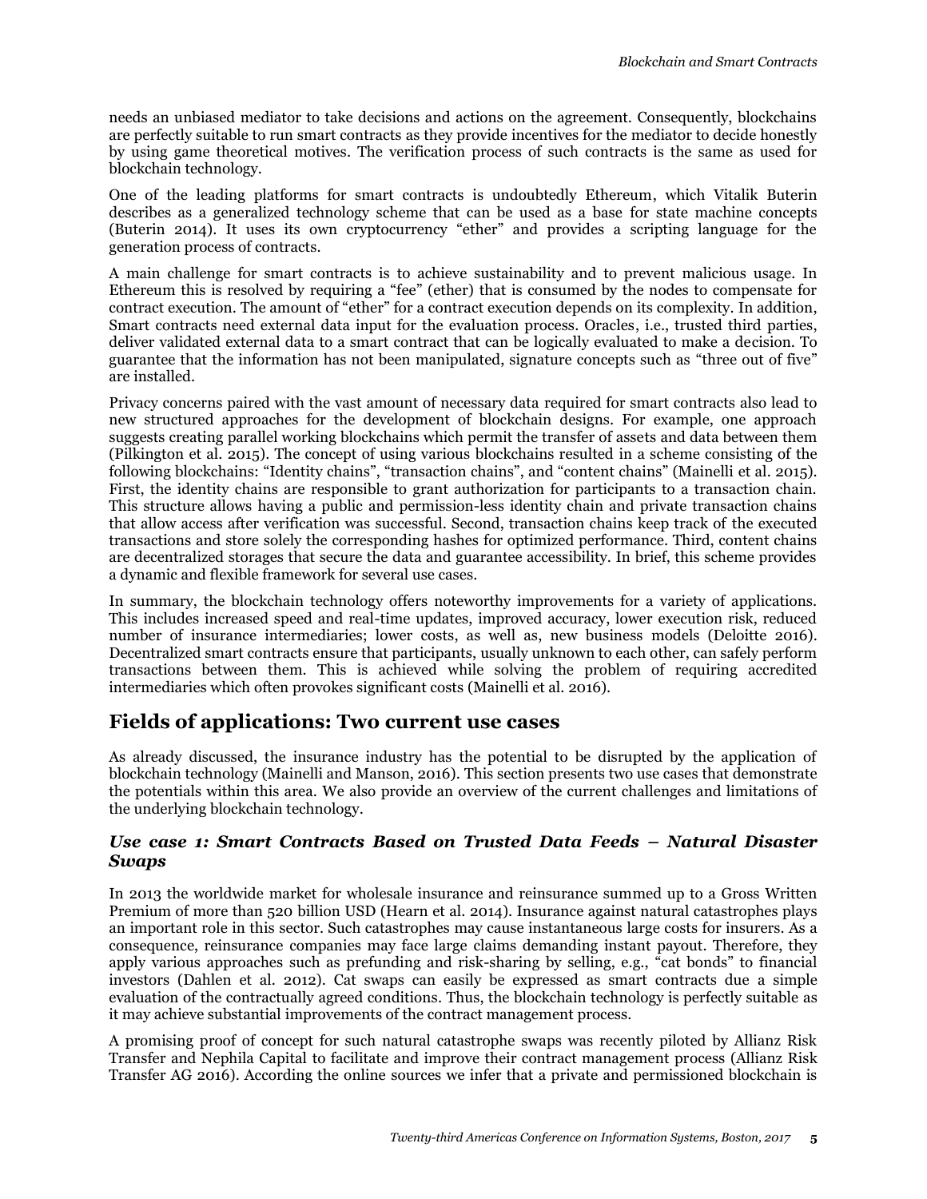needs an unbiased mediator to take decisions and actions on the agreement. Consequently, blockchains are perfectly suitable to run smart contracts as they provide incentives for the mediator to decide honestly by using game theoretical motives. The verification process of such contracts is the same as used for blockchain technology.

One of the leading platforms for smart contracts is undoubtedly Ethereum, which Vitalik Buterin describes as a generalized technology scheme that can be used as a base for state machine concepts (Buterin 2014). It uses its own cryptocurrency "ether" and provides a scripting language for the generation process of contracts.

A main challenge for smart contracts is to achieve sustainability and to prevent malicious usage. In Ethereum this is resolved by requiring a "fee" (ether) that is consumed by the nodes to compensate for contract execution. The amount of "ether" for a contract execution depends on its complexity. In addition, Smart contracts need external data input for the evaluation process. Oracles, i.e., trusted third parties, deliver validated external data to a smart contract that can be logically evaluated to make a decision. To guarantee that the information has not been manipulated, signature concepts such as "three out of five" are installed.

Privacy concerns paired with the vast amount of necessary data required for smart contracts also lead to new structured approaches for the development of blockchain designs. For example, one approach suggests creating parallel working blockchains which permit the transfer of assets and data between them (Pilkington et al. 2015). The concept of using various blockchains resulted in a scheme consisting of the following blockchains: "Identity chains", "transaction chains", and "content chains" (Mainelli et al. 2015). First, the identity chains are responsible to grant authorization for participants to a transaction chain. This structure allows having a public and permission-less identity chain and private transaction chains that allow access after verification was successful. Second, transaction chains keep track of the executed transactions and store solely the corresponding hashes for optimized performance. Third, content chains are decentralized storages that secure the data and guarantee accessibility. In brief, this scheme provides a dynamic and flexible framework for several use cases.

In summary, the blockchain technology offers noteworthy improvements for a variety of applications. This includes increased speed and real-time updates, improved accuracy, lower execution risk, reduced number of insurance intermediaries; lower costs, as well as, new business models (Deloitte 2016). Decentralized smart contracts ensure that participants, usually unknown to each other, can safely perform transactions between them. This is achieved while solving the problem of requiring accredited intermediaries which often provokes significant costs (Mainelli et al. 2016).

## Fields of applications: Two current use cases

As already discussed, the insurance industry has the potential to be disrupted by the application of blockchain technology (Mainelli and Manson, 2016). This section presents two use cases that demonstrate the potentials within this area. We also provide an overview of the current challenges and limitations of the underlying blockchain technology.

### *Use case 1: Smart Contracts Based on Trusted Data Feeds – Natural Disaster Swaps*

In 2013 the worldwide market for wholesale insurance and reinsurance summed up to a Gross Written Premium of more than 520 billion USD (Hearn et al. 2014). Insurance against natural catastrophes plays an important role in this sector. Such catastrophes may cause instantaneous large costs for insurers. As a consequence, reinsurance companies may face large claims demanding instant payout. Therefore, they apply various approaches such as prefunding and risk-sharing by selling, e.g., "cat bonds" to financial investors (Dahlen et al. 2012). Cat swaps can easily be expressed as smart contracts due a simple evaluation of the contractually agreed conditions. Thus, the blockchain technology is perfectly suitable as it may achieve substantial improvements of the contract management process.

A promising proof of concept for such natural catastrophe swaps was recently piloted by Allianz Risk Transfer and Nephila Capital to facilitate and improve their contract management process (Allianz Risk Transfer AG 2016). According the online sources we infer that a private and permissioned blockchain is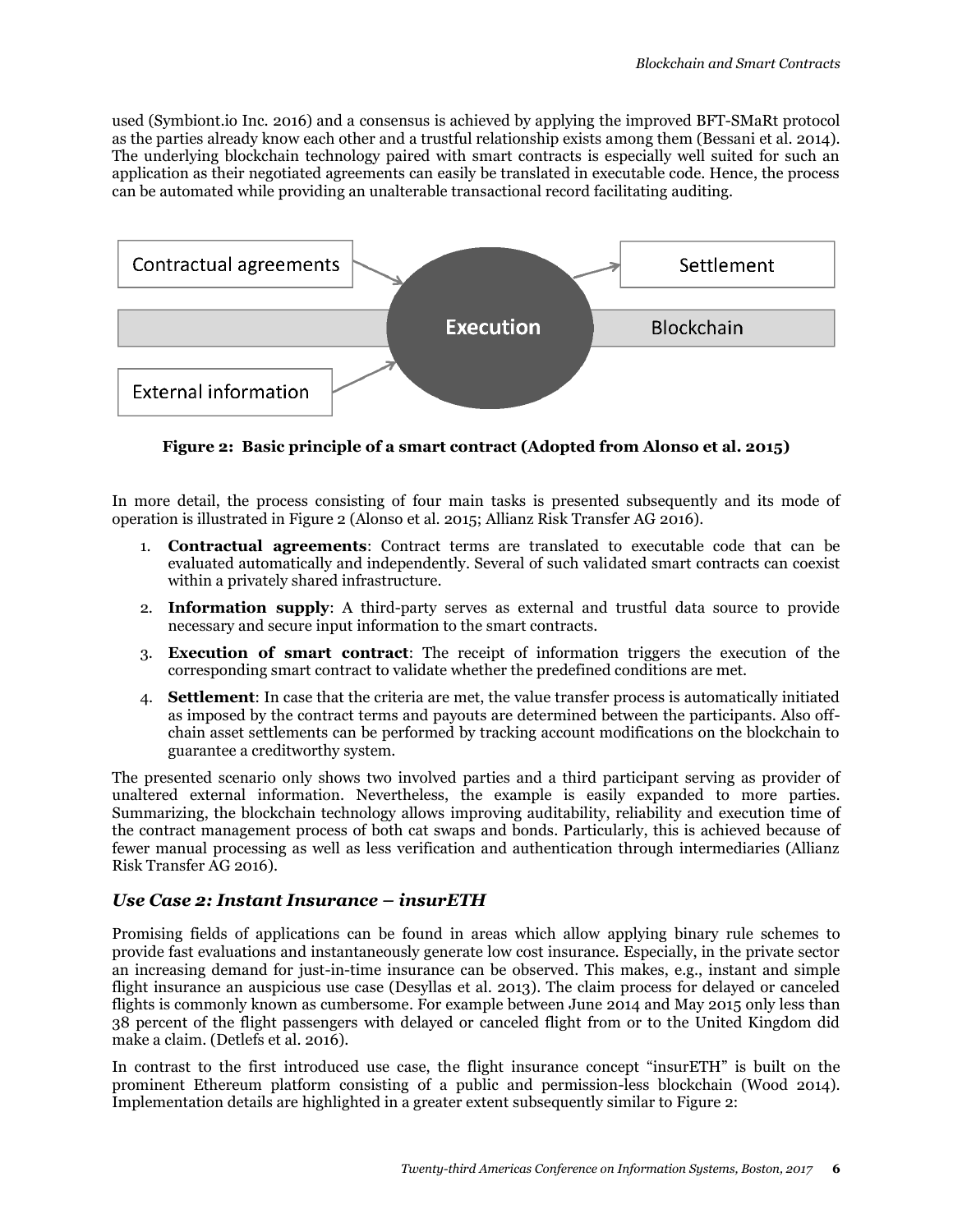used (Symbiont.io Inc. 2016) and a consensus is achieved by applying the improved BFT-SMaRt protocol as the parties already know each other and a trustful relationship exists among them (Bessani et al. 2014). The underlying blockchain technology paired with smart contracts is especially well suited for such an application as their negotiated agreements can easily be translated in executable code. Hence, the process can be automated while providing an unalterable transactional record facilitating auditing.

Contractual agreements

Settlement

Execution

Blockchain

External information

**Figure 2: Basic principle of a smart contract (Adopted from Alonso et al. 2015)**

In more detail, the process consisting of four main tasks is presented subsequently and its mode of operation is illustrated in Figure 2 (Alonso et al. 2015; Allianz Risk Transfer AG 2016).

1. **Contractual agreements**: Contract terms are translated to executable code that can be evaluated automatically and independently. Several of such validated smart contracts can coexist within a privately shared infrastructure.
2. **Information supply**: A third-party serves as external and trustful data source to provide necessary and secure input information to the smart contracts.
3. **Execution of smart contract**: The receipt of information triggers the execution of the corresponding smart contract to validate whether the predefined conditions are met.
4. **Settlement**: In case that the criteria are met, the value transfer process is automatically initiated as imposed by the contract terms and payouts are determined between the participants. Also off-chain asset settlements can be performed by tracking account modifications on the blockchain to guarantee a creditworthy system.

The presented scenario only shows two involved parties and a third participant serving as provider of unaltered external information. Nevertheless, the example is easily expanded to more parties. Summarizing, the blockchain technology allows improving auditability, reliability and execution time of the contract management process of both cat swaps and bonds. Particularly, this is achieved because of fewer manual processing as well as less verification and authentication through intermediaries (Allianz Risk Transfer AG 2016).

### *Use Case 2: Instant Insurance – insurETH*

Promising fields of applications can be found in areas which allow applying binary rule schemes to provide fast evaluations and instantaneously generate low cost insurance. Especially, in the private sector an increasing demand for just-in-time insurance can be observed. This makes, e.g., instant and simple flight insurance an auspicious use case (Desyllas et al. 2013). The claim process for delayed or canceled flights is commonly known as cumbersome. For example between June 2014 and May 2015 only less than 38 percent of the flight passengers with delayed or canceled flight from or to the United Kingdom did make a claim. (Detlefs et al. 2016).

In contrast to the first introduced use case, the flight insurance concept "insurETH" is built on the prominent Ethereum platform consisting of a public and permission-less blockchain (Wood 2014). Implementation details are highlighted in a greater extent subsequently similar to Figure 2: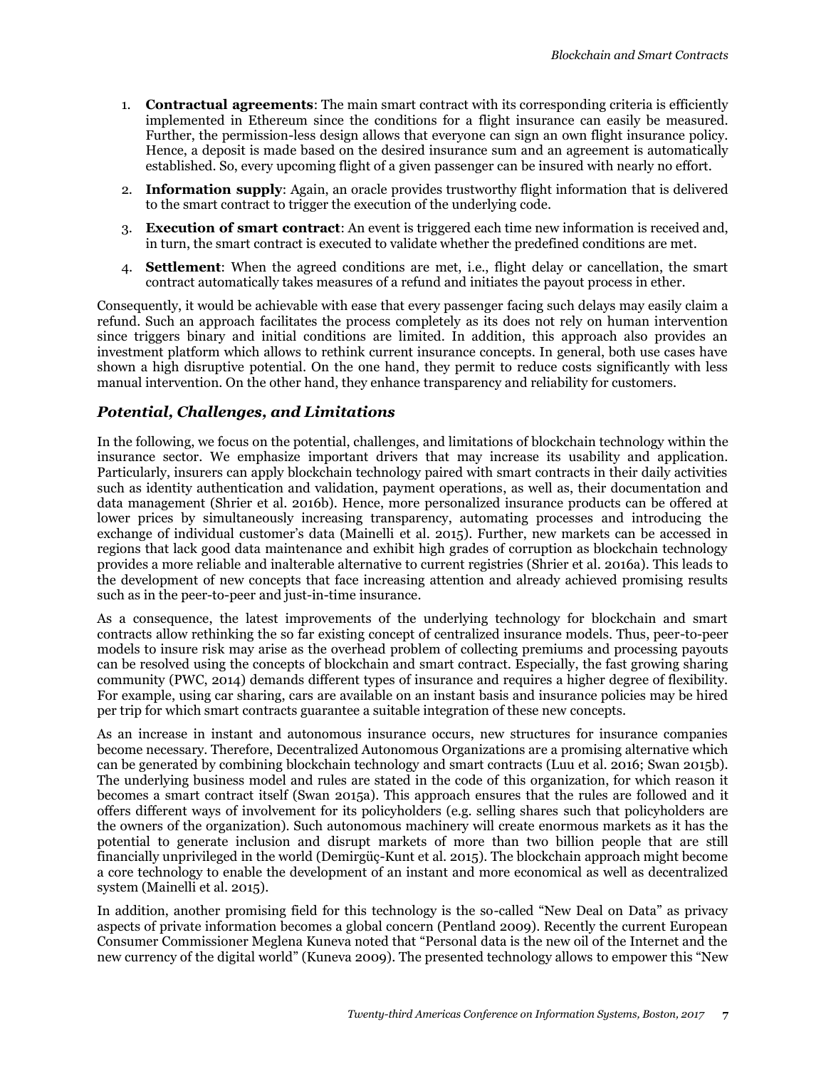1. **Contractual agreements**: The main smart contract with its corresponding criteria is efficiently implemented in Ethereum since the conditions for a flight insurance can easily be measured. Further, the permission-less design allows that everyone can sign an own flight insurance policy. Hence, a deposit is made based on the desired insurance sum and an agreement is automatically established. So, every upcoming flight of a given passenger can be insured with nearly no effort.
2. **Information supply**: Again, an oracle provides trustworthy flight information that is delivered to the smart contract to trigger the execution of the underlying code.
3. **Execution of smart contract**: An event is triggered each time new information is received and, in turn, the smart contract is executed to validate whether the predefined conditions are met.
4. **Settlement**: When the agreed conditions are met, i.e., flight delay or cancellation, the smart contract automatically takes measures of a refund and initiates the payout process in ether.

Consequently, it would be achievable with ease that every passenger facing such delays may easily claim a refund. Such an approach facilitates the process completely as its does not rely on human intervention since triggers binary and initial conditions are limited. In addition, this approach also provides an investment platform which allows to rethink current insurance concepts. In general, both use cases have shown a high disruptive potential. On the one hand, they permit to reduce costs significantly with less manual intervention. On the other hand, they enhance transparency and reliability for customers.

## *Potential, Challenges, and Limitations*

In the following, we focus on the potential, challenges, and limitations of blockchain technology within the insurance sector. We emphasize important drivers that may increase its usability and application. Particularly, insurers can apply blockchain technology paired with smart contracts in their daily activities such as identity authentication and validation, payment operations, as well as, their documentation and data management (Shrier et al. 2016b). Hence, more personalized insurance products can be offered at lower prices by simultaneously increasing transparency, automating processes and introducing the exchange of individual customer's data (Mainelli et al. 2015). Further, new markets can be accessed in regions that lack good data maintenance and exhibit high grades of corruption as blockchain technology provides a more reliable and inalterable alternative to current registries (Shrier et al. 2016a). This leads to the development of new concepts that face increasing attention and already achieved promising results such as in the peer-to-peer and just-in-time insurance.

As a consequence, the latest improvements of the underlying technology for blockchain and smart contracts allow rethinking the so far existing concept of centralized insurance models. Thus, peer-to-peer models to insure risk may arise as the overhead problem of collecting premiums and processing payouts can be resolved using the concepts of blockchain and smart contract. Especially, the fast growing sharing community (PWC, 2014) demands different types of insurance and requires a higher degree of flexibility. For example, using car sharing, cars are available on an instant basis and insurance policies may be hired per trip for which smart contracts guarantee a suitable integration of these new concepts.

As an increase in instant and autonomous insurance occurs, new structures for insurance companies become necessary. Therefore, Decentralized Autonomous Organizations are a promising alternative which can be generated by combining blockchain technology and smart contracts (Luu et al. 2016; Swan 2015b). The underlying business model and rules are stated in the code of this organization, for which reason it becomes a smart contract itself (Swan 2015a). This approach ensures that the rules are followed and it offers different ways of involvement for its policyholders (e.g. selling shares such that policyholders are the owners of the organization). Such autonomous machinery will create enormous markets as it has the potential to generate inclusion and disrupt markets of more than two billion people that are still financially unprivileged in the world (Demirgüç-Kunt et al. 2015). The blockchain approach might become a core technology to enable the development of an instant and more economical as well as decentralized system (Mainelli et al. 2015).

In addition, another promising field for this technology is the so-called "New Deal on Data" as privacy aspects of private information becomes a global concern (Pentland 2009). Recently the current European Consumer Commissioner Meglena Kuneva noted that "Personal data is the new oil of the Internet and the new currency of the digital world" (Kuneva 2009). The presented technology allows to empower this "New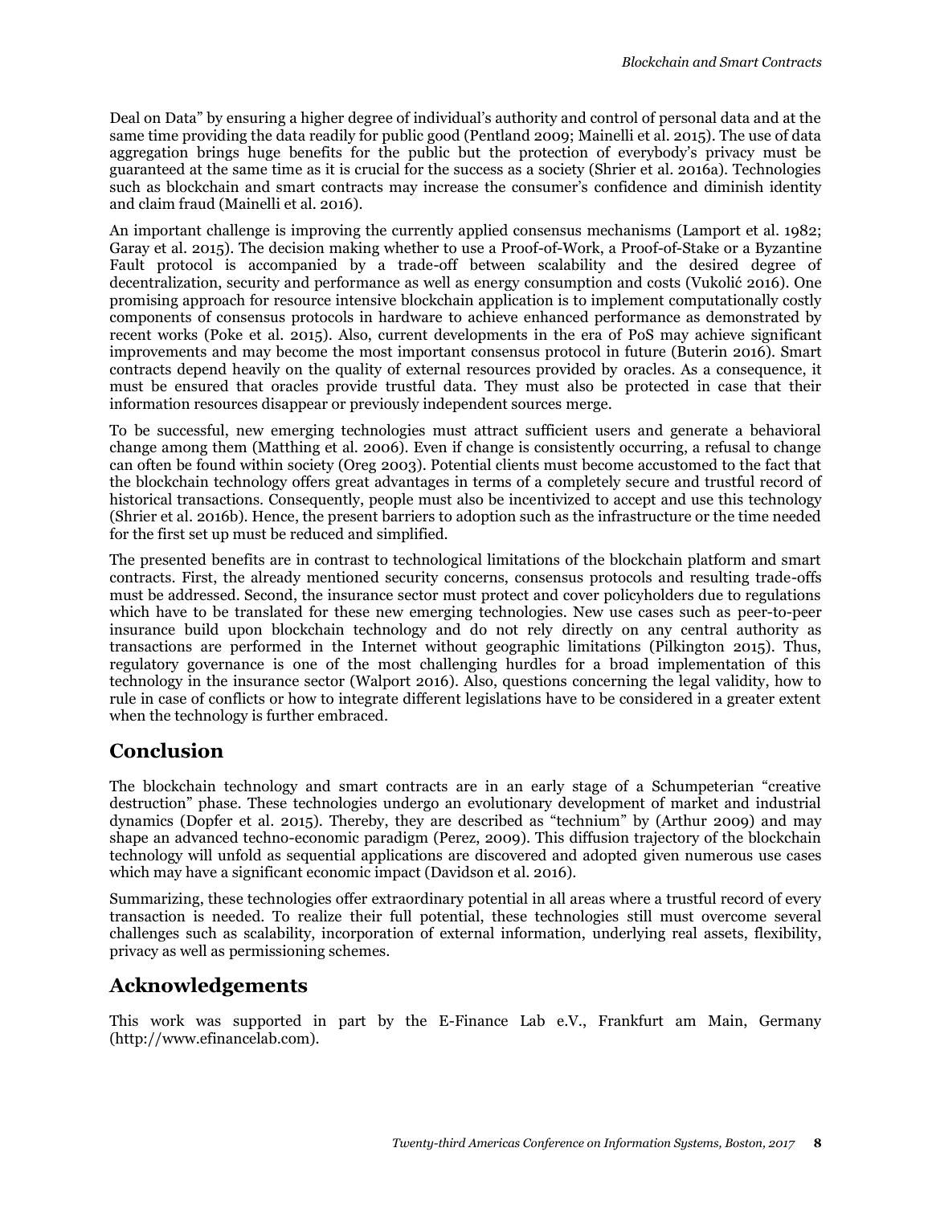Deal on Data" by ensuring a higher degree of individual's authority and control of personal data and at the same time providing the data readily for public good (Pentland 2009; Mainelli et al. 2015). The use of data aggregation brings huge benefits for the public but the protection of everybody's privacy must be guaranteed at the same time as it is crucial for the success as a society (Shrier et al. 2016a). Technologies such as blockchain and smart contracts may increase the consumer's confidence and diminish identity and claim fraud (Mainelli et al. 2016).

An important challenge is improving the currently applied consensus mechanisms (Lamport et al. 1982; Garay et al. 2015). The decision making whether to use a Proof-of-Work, a Proof-of-Stake or a Byzantine Fault protocol is accompanied by a trade-off between scalability and the desired degree of decentralization, security and performance as well as energy consumption and costs (Vukolić 2016). One promising approach for resource intensive blockchain application is to implement computationally costly components of consensus protocols in hardware to achieve enhanced performance as demonstrated by recent works (Poke et al. 2015). Also, current developments in the era of PoS may achieve significant improvements and may become the most important consensus protocol in future (Buterin 2016). Smart contracts depend heavily on the quality of external resources provided by oracles. As a consequence, it must be ensured that oracles provide trustful data. They must also be protected in case that their information resources disappear or previously independent sources merge.

To be successful, new emerging technologies must attract sufficient users and generate a behavioral change among them (Matthing et al. 2006). Even if change is consistently occurring, a refusal to change can often be found within society (Oreg 2003). Potential clients must become accustomed to the fact that the blockchain technology offers great advantages in terms of a completely secure and trustful record of historical transactions. Consequently, people must also be incentivized to accept and use this technology (Shrier et al. 2016b). Hence, the present barriers to adoption such as the infrastructure or the time needed for the first set up must be reduced and simplified.

The presented benefits are in contrast to technological limitations of the blockchain platform and smart contracts. First, the already mentioned security concerns, consensus protocols and resulting trade-offs must be addressed. Second, the insurance sector must protect and cover policyholders due to regulations which have to be translated for these new emerging technologies. New use cases such as peer-to-peer insurance build upon blockchain technology and do not rely directly on any central authority as transactions are performed in the Internet without geographic limitations (Pilkington 2015). Thus, regulatory governance is one of the most challenging hurdles for a broad implementation of this technology in the insurance sector (Walport 2016). Also, questions concerning the legal validity, how to rule in case of conflicts or how to integrate different legislations have to be considered in a greater extent when the technology is further embraced.

## Conclusion

The blockchain technology and smart contracts are in an early stage of a Schumpeterian "creative destruction" phase. These technologies undergo an evolutionary development of market and industrial dynamics (Dopfer et al. 2015). Thereby, they are described as "technium" by (Arthur 2009) and may shape an advanced techno-economic paradigm (Perez, 2009). This diffusion trajectory of the blockchain technology will unfold as sequential applications are discovered and adopted given numerous use cases which may have a significant economic impact (Davidson et al. 2016).

Summarizing, these technologies offer extraordinary potential in all areas where a trustful record of every transaction is needed. To realize their full potential, these technologies still must overcome several challenges such as scalability, incorporation of external information, underlying real assets, flexibility, privacy as well as permissioning schemes.

## Acknowledgements

This work was supported in part by the E-Finance Lab e.V., Frankfurt am Main, Germany (http://www.efinancelab.com).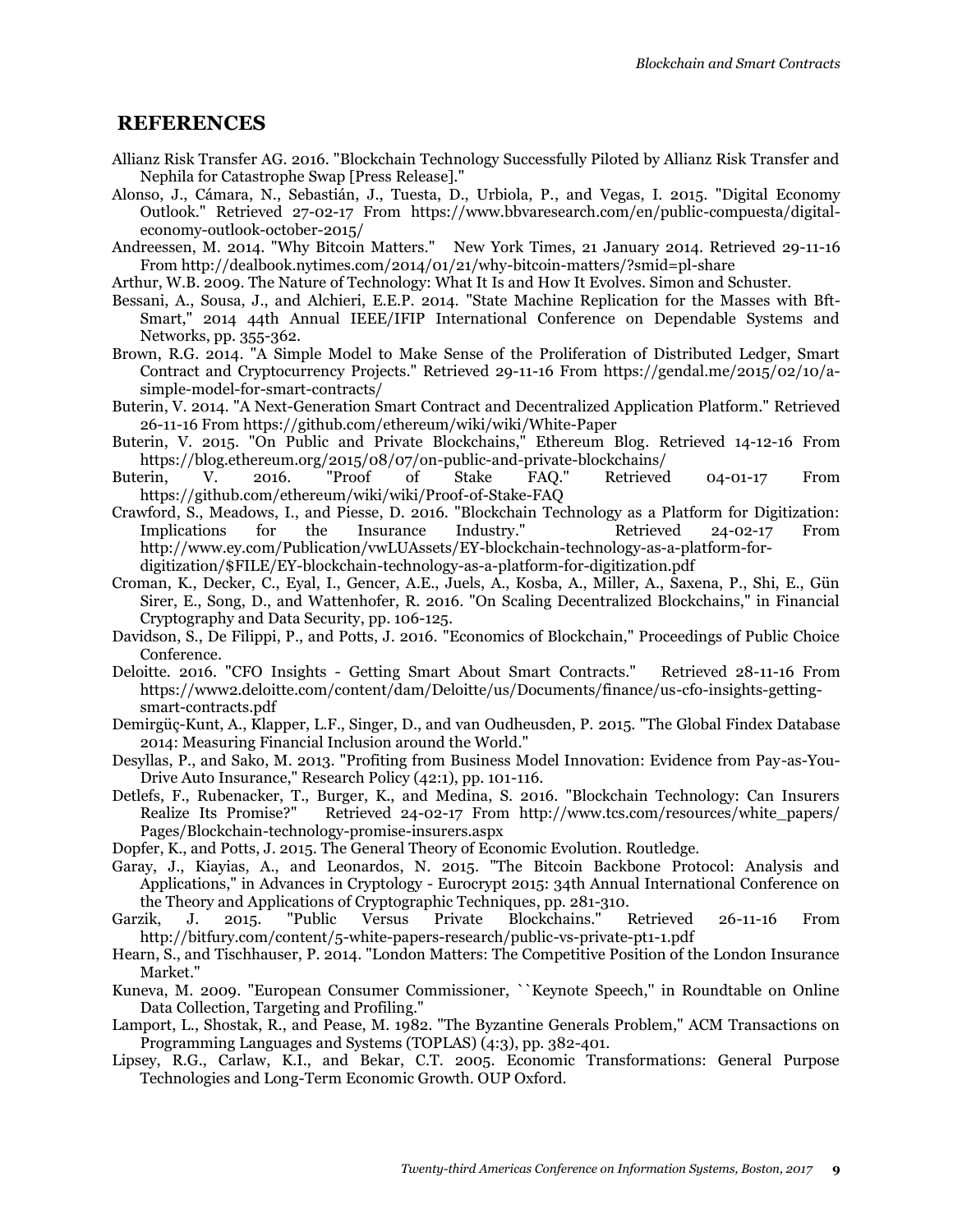## REFERENCES

Allianz Risk Transfer AG. 2016. "Blockchain Technology Successfully Piloted by Allianz Risk Transfer and Nephila for Catastrophe Swap [Press Release]."

Alonso, J., Cámara, N., Sebastián, J., Tuesta, D., Urbiola, P., and Vegas, I. 2015. "Digital Economy Outlook." Retrieved 27-02-17 From https://www.bbvaresearch.com/en/public-compuesta/digital-economy-outlook-october-2015/

Andreessen, M. 2014. "Why Bitcoin Matters." New York Times, 21 January 2014. Retrieved 29-11-16 From http://dealbook.nytimes.com/2014/01/21/why-bitcoin-matters/?smid=pl-share

Arthur, W.B. 2009. The Nature of Technology: What It Is and How It Evolves. Simon and Schuster.

Bessani, A., Sousa, J., and Alchieri, E.E.P. 2014. "State Machine Replication for the Masses with Bft-Smart," 2014 44th Annual IEEE/IFIP International Conference on Dependable Systems and Networks, pp. 355-362.

Brown, R.G. 2014. "A Simple Model to Make Sense of the Proliferation of Distributed Ledger, Smart Contract and Cryptocurrency Projects." Retrieved 29-11-16 From https://gendal.me/2015/02/10/a-simple-model-for-smart-contracts/

Buterin, V. 2014. "A Next-Generation Smart Contract and Decentralized Application Platform." Retrieved 26-11-16 From https://github.com/ethereum/wiki/wiki/White-Paper

Buterin, V. 2015. "On Public and Private Blockchains," Ethereum Blog. Retrieved 14-12-16 From https://blog.ethereum.org/2015/08/07/on-public-and-private-blockchains/

Buterin, V. 2016. "Proof of Stake FAQ." Retrieved 04-01-17 From https://github.com/ethereum/wiki/wiki/Proof-of-Stake-FAQ

Crawford, S., Meadows, I., and Piesse, D. 2016. "Blockchain Technology as a Platform for Digitization: Implications for the Insurance Industry." Retrieved 24-02-17 From http://www.ey.com/Publication/vwLUAssets/EY-blockchain-technology-as-a-platform-for-digitization/$FILE/EY-blockchain-technology-as-a-platform-for-digitization.pdf

Croman, K., Decker, C., Eyal, I., Gencer, A.E., Juels, A., Kosba, A., Miller, A., Saxena, P., Shi, E., Gün Sirer, E., Song, D., and Wattenhofer, R. 2016. "On Scaling Decentralized Blockchains," in Financial Cryptography and Data Security, pp. 106-125.

Davidson, S., De Filippi, P., and Potts, J. 2016. "Economics of Blockchain," Proceedings of Public Choice Conference.

Deloitte. 2016. "CFO Insights - Getting Smart About Smart Contracts." Retrieved 28-11-16 From https://www2.deloitte.com/content/dam/Deloitte/us/Documents/finance/us-cfo-insights-getting-smart-contracts.pdf

Demirgüç-Kunt, A., Klapper, L.F., Singer, D., and van Oudheusden, P. 2015. "The Global Findex Database 2014: Measuring Financial Inclusion around the World."

Desyllas, P., and Sako, M. 2013. "Profiting from Business Model Innovation: Evidence from Pay-as-You-Drive Auto Insurance," Research Policy (42:1), pp. 101-116.

Detlefs, F., Rubenacker, T., Burger, K., and Medina, S. 2016. "Blockchain Technology: Can Insurers Realize Its Promise?" Retrieved 24-02-17 From http://www.tcs.com/resources/white_papers/Pages/Blockchain-technology-promise-insurers.aspx

Dopfer, K., and Potts, J. 2015. The General Theory of Economic Evolution. Routledge.

Garay, J., Kiayias, A., and Leonardos, N. 2015. "The Bitcoin Backbone Protocol: Analysis and Applications," in Advances in Cryptology - Eurocrypt 2015: 34th Annual International Conference on the Theory and Applications of Cryptographic Techniques, pp. 281-310.

Garzik, J. 2015. "Public Versus Private Blockchains." Retrieved 26-11-16 From http://bitfury.com/content/5-white-papers-research/public-vs-private-pt1-1.pdf

Hearn, S., and Tischhauser, P. 2014. "London Matters: The Competitive Position of the London Insurance Market."

Kuneva, M. 2009. "European Consumer Commissioner, ``Keynote Speech,'' in Roundtable on Online Data Collection, Targeting and Profiling."

Lamport, L., Shostak, R., and Pease, M. 1982. "The Byzantine Generals Problem," ACM Transactions on Programming Languages and Systems (TOPLAS) (4:3), pp. 382-401.

Lipsey, R.G., Carlaw, K.I., and Bekar, C.T. 2005. Economic Transformations: General Purpose Technologies and Long-Term Economic Growth. OUP Oxford.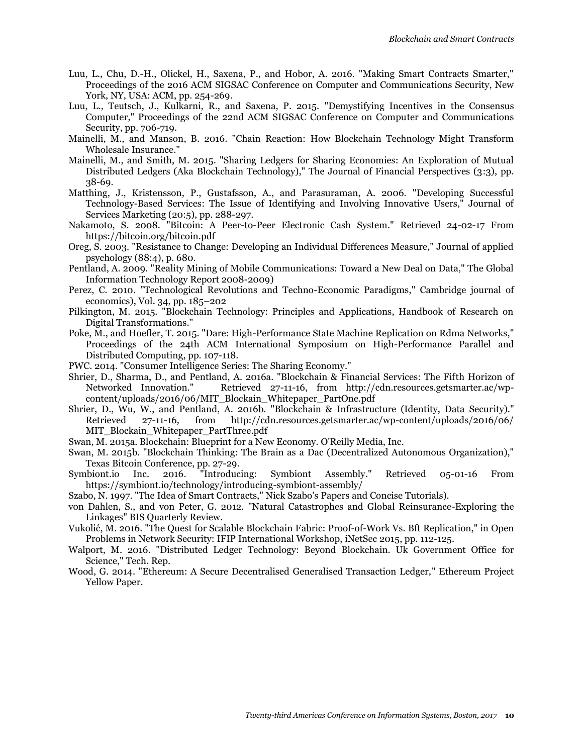Luu, L., Chu, D.-H., Olickel, H., Saxena, P., and Hobor, A. 2016. "Making Smart Contracts Smarter," Proceedings of the 2016 ACM SIGSAC Conference on Computer and Communications Security, New York, NY, USA: ACM, pp. 254-269.

Luu, L., Teutsch, J., Kulkarni, R., and Saxena, P. 2015. "Demystifying Incentives in the Consensus Computer," Proceedings of the 22nd ACM SIGSAC Conference on Computer and Communications Security, pp. 706-719.

Mainelli, M., and Manson, B. 2016. "Chain Reaction: How Blockchain Technology Might Transform Wholesale Insurance."

Mainelli, M., and Smith, M. 2015. "Sharing Ledgers for Sharing Economies: An Exploration of Mutual Distributed Ledgers (Aka Blockchain Technology)," The Journal of Financial Perspectives (3:3), pp. 38-69.

Matthing, J., Kristensson, P., Gustafsson, A., and Parasuraman, A. 2006. "Developing Successful Technology-Based Services: The Issue of Identifying and Involving Innovative Users," Journal of Services Marketing (20:5), pp. 288-297.

Nakamoto, S. 2008. "Bitcoin: A Peer-to-Peer Electronic Cash System." Retrieved 24-02-17 From https://bitcoin.org/bitcoin.pdf

Oreg, S. 2003. "Resistance to Change: Developing an Individual Differences Measure," Journal of applied psychology (88:4), p. 680.

Pentland, A. 2009. "Reality Mining of Mobile Communications: Toward a New Deal on Data," The Global Information Technology Report 2008-2009)

Perez, C. 2010. "Technological Revolutions and Techno-Economic Paradigms," Cambridge journal of economics), Vol. 34, pp. 185–202

Pilkington, M. 2015. "Blockchain Technology: Principles and Applications, Handbook of Research on Digital Transformations."

Poke, M., and Hoefler, T. 2015. "Dare: High-Performance State Machine Replication on Rdma Networks," Proceedings of the 24th ACM International Symposium on High-Performance Parallel and Distributed Computing, pp. 107-118.

PWC. 2014. "Consumer Intelligence Series: The Sharing Economy."

Shrier, D., Sharma, D., and Pentland, A. 2016a. "Blockchain & Financial Services: The Fifth Horizon of Networked Innovation." Retrieved 27-11-16, from http://cdn.resources.getsmarter.ac/wp-content/uploads/2016/06/MIT_Blockain_Whitepaper_PartOne.pdf

Shrier, D., Wu, W., and Pentland, A. 2016b. "Blockchain & Infrastructure (Identity, Data Security)." Retrieved 27-11-16, from http://cdn.resources.getsmarter.ac/wp-content/uploads/2016/06/MIT_Blockain_Whitepaper_PartThree.pdf

Swan, M. 2015a. Blockchain: Blueprint for a New Economy. O'Reilly Media, Inc.

Swan, M. 2015b. "Blockchain Thinking: The Brain as a Dac (Decentralized Autonomous Organization)," Texas Bitcoin Conference, pp. 27-29.

Symbiont.io Inc. 2016. "Introducing: Symbiont Assembly." Retrieved 05-01-16 From https://symbiont.io/technology/introducing-symbiont-assembly/

Szabo, N. 1997. "The Idea of Smart Contracts," Nick Szabo's Papers and Concise Tutorials).

von Dahlen, S., and von Peter, G. 2012. "Natural Catastrophes and Global Reinsurance-Exploring the Linkages" BIS Quarterly Review.

Vukolić, M. 2016. "The Quest for Scalable Blockchain Fabric: Proof-of-Work Vs. Bft Replication," in Open Problems in Network Security: IFIP International Workshop, iNetSec 2015, pp. 112-125.

Walport, M. 2016. "Distributed Ledger Technology: Beyond Blockchain. Uk Government Office for Science," Tech. Rep.

Wood, G. 2014. "Ethereum: A Secure Decentralised Generalised Transaction Ledger," Ethereum Project Yellow Paper.